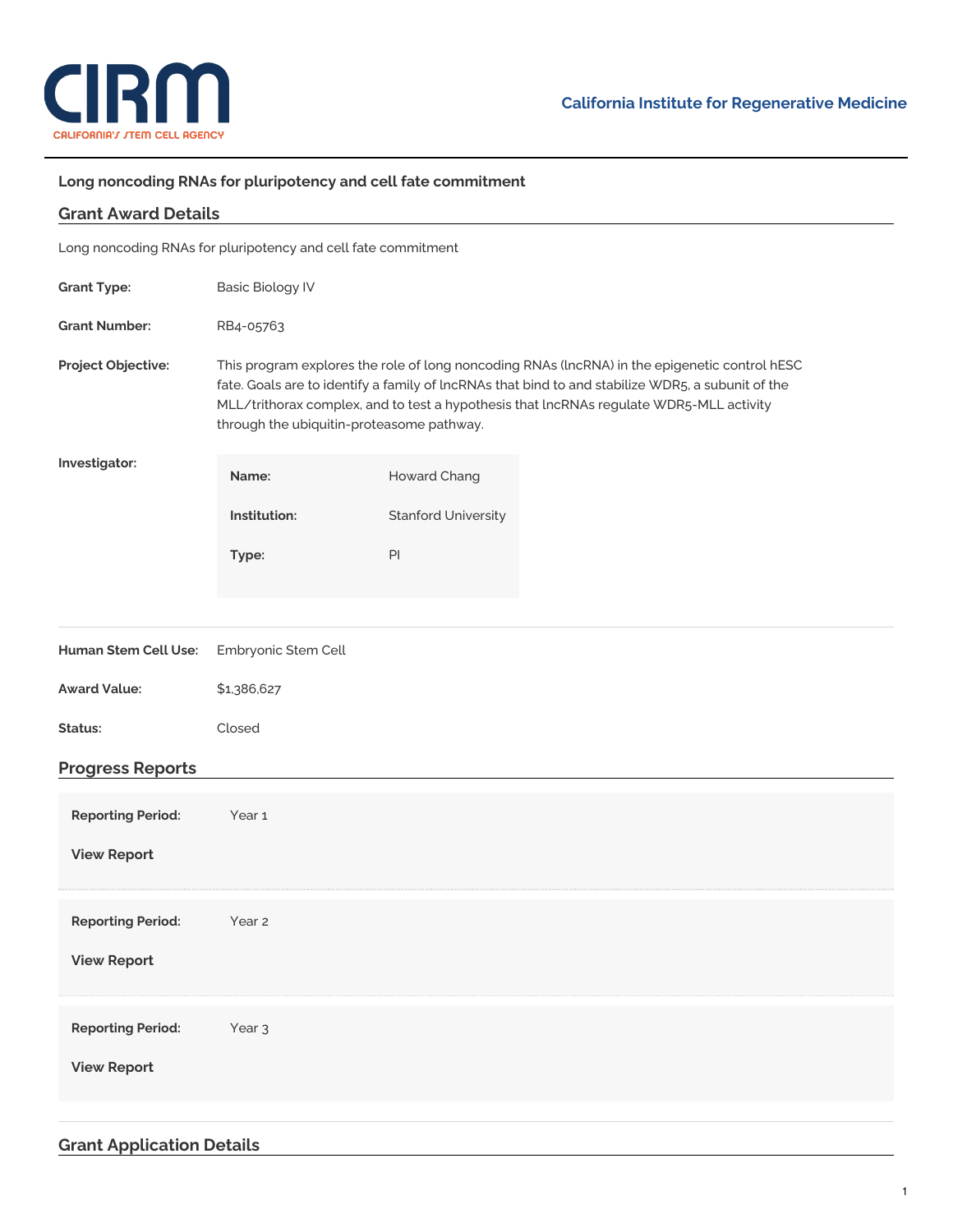**California Institute for Regenerative Medicine**

## Long noncoding RNAs for pluripotency and cell fate commitment

## Grant Award Details

Long noncoding RNAs for pluripotency and cell fate commitment

**Grant Type:** Basic Biology IV

**Grant Number:** RB4-05763

**Project Objective:** This program explores the role of long noncoding RNAs (lncRNA) in the epigenetic control hESC fate. Goals are to identify a family of lncRNAs that bind to and stabilize WDR5, a subunit of the MLL/trithorax complex, and to test a hypothesis that lncRNAs regulate WDR5-MLL activity through the ubiquitin-proteasome pathway.

**Investigator:**

| | |
|---|---|
| **Name:** | Howard Chang |
| **Institution:** | Stanford University |
| **Type:** | PI |

**Human Stem Cell Use:** Embryonic Stem Cell

**Award Value:** $1,386,627

**Status:** Closed

## Progress Reports

**Reporting Period:** Year 1

**View Report**

**Reporting Period:** Year 2

**View Report**

**Reporting Period:** Year 3

**View Report**

## Grant Application Details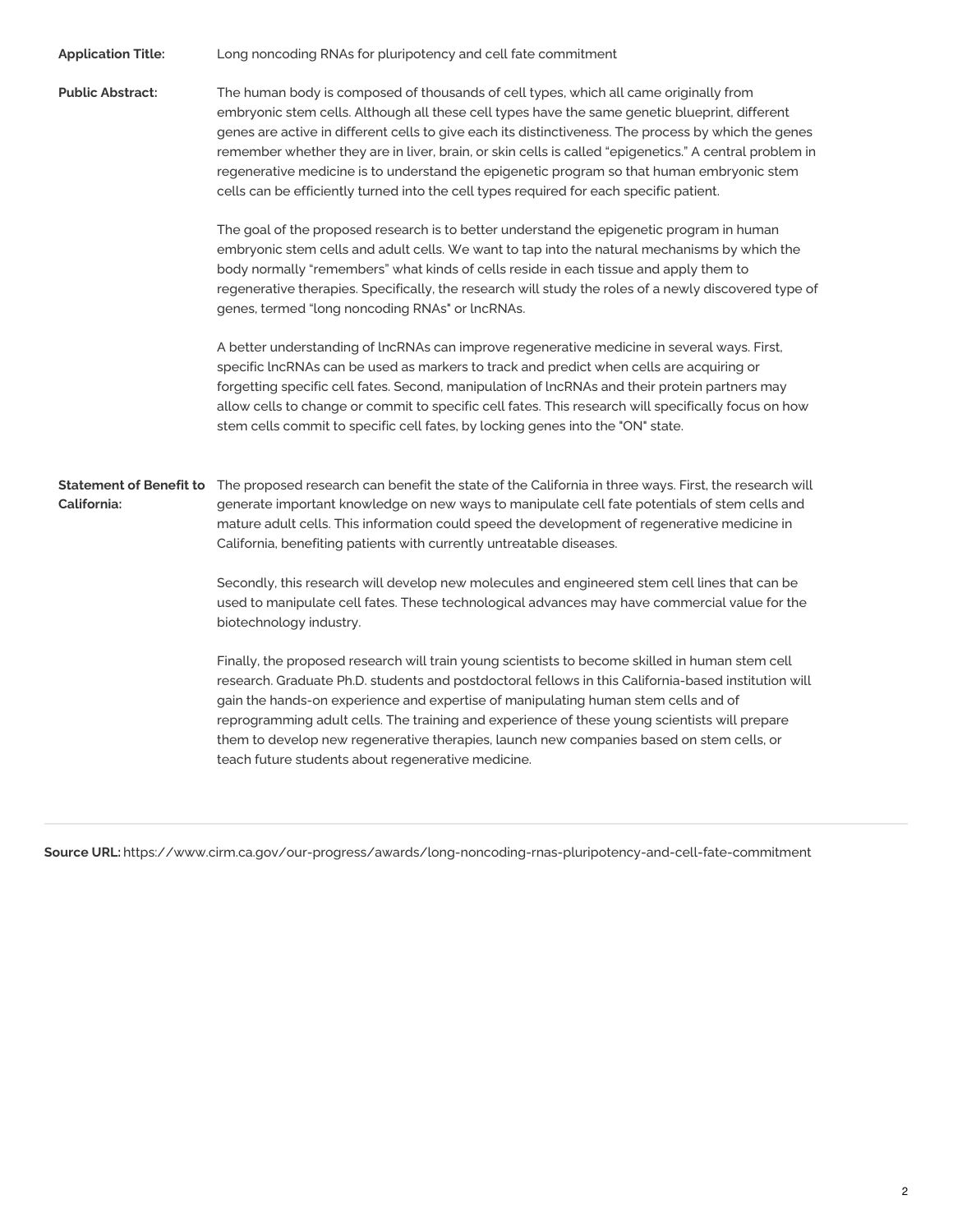**Application Title:** Long noncoding RNAs for pluripotency and cell fate commitment

**Public Abstract:**

The human body is composed of thousands of cell types, which all came originally from embryonic stem cells. Although all these cell types have the same genetic blueprint, different genes are active in different cells to give each its distinctiveness. The process by which the genes remember whether they are in liver, brain, or skin cells is called "epigenetics." A central problem in regenerative medicine is to understand the epigenetic program so that human embryonic stem cells can be efficiently turned into the cell types required for each specific patient.

The goal of the proposed research is to better understand the epigenetic program in human embryonic stem cells and adult cells. We want to tap into the natural mechanisms by which the body normally "remembers" what kinds of cells reside in each tissue and apply them to regenerative therapies. Specifically, the research will study the roles of a newly discovered type of genes, termed "long noncoding RNAs" or lncRNAs.

A better understanding of lncRNAs can improve regenerative medicine in several ways. First, specific lncRNAs can be used as markers to track and predict when cells are acquiring or forgetting specific cell fates. Second, manipulation of lncRNAs and their protein partners may allow cells to change or commit to specific cell fates. This research will specifically focus on how stem cells commit to specific cell fates, by locking genes into the "ON" state.

**Statement of Benefit to California:**

The proposed research can benefit the state of the California in three ways. First, the research will generate important knowledge on new ways to manipulate cell fate potentials of stem cells and mature adult cells. This information could speed the development of regenerative medicine in California, benefiting patients with currently untreatable diseases.

Secondly, this research will develop new molecules and engineered stem cell lines that can be used to manipulate cell fates. These technological advances may have commercial value for the biotechnology industry.

Finally, the proposed research will train young scientists to become skilled in human stem cell research. Graduate Ph.D. students and postdoctoral fellows in this California-based institution will gain the hands-on experience and expertise of manipulating human stem cells and of reprogramming adult cells. The training and experience of these young scientists will prepare them to develop new regenerative therapies, launch new companies based on stem cells, or teach future students about regenerative medicine.

---

**Source URL:** https://www.cirm.ca.gov/our-progress/awards/long-noncoding-rnas-pluripotency-and-cell-fate-commitment